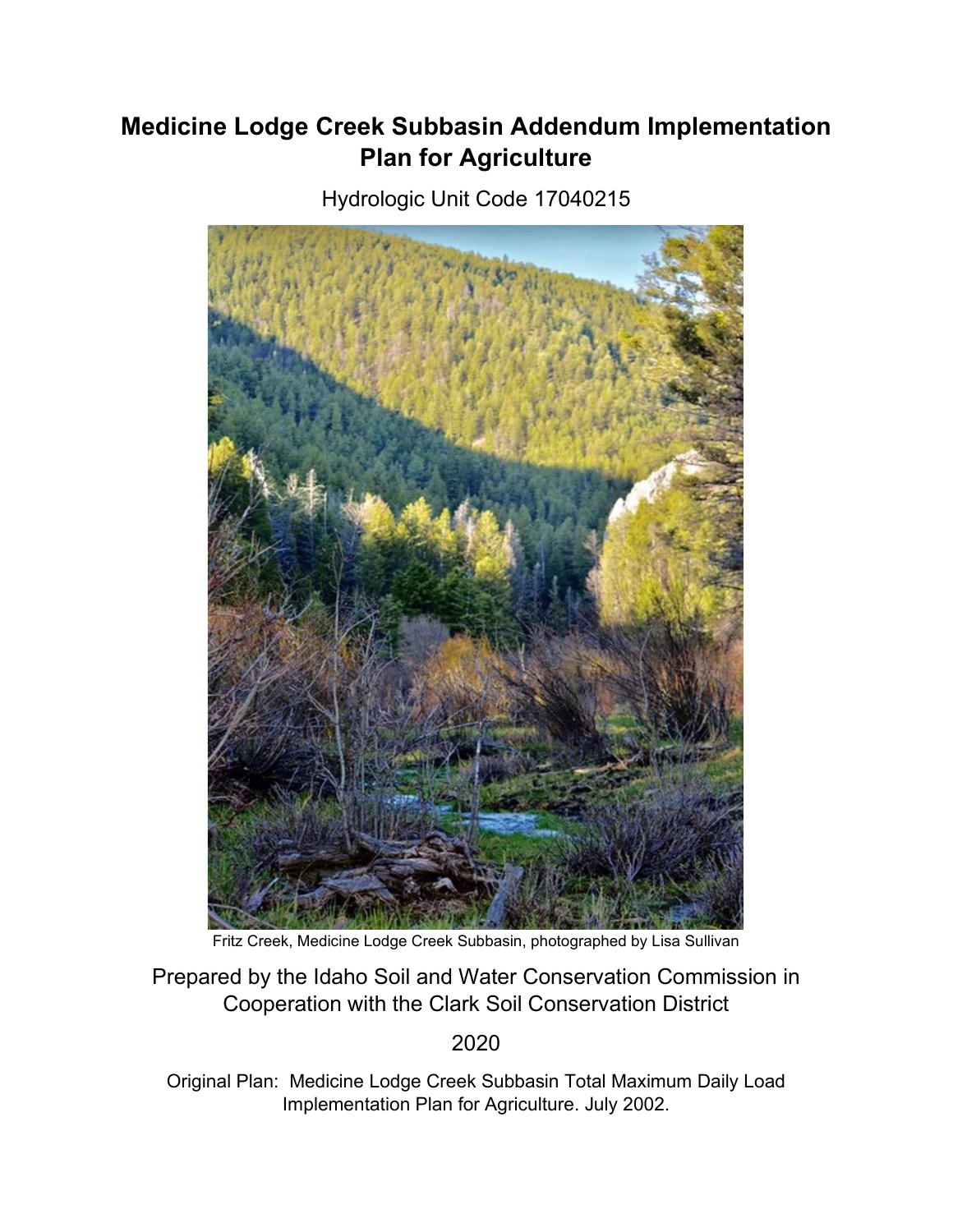# Medicine Lodge Creek Subbasin Addendum Implementation Plan for Agriculture

Hydrologic Unit Code 17040215

Fritz Creek, Medicine Lodge Creek Subbasin, photographed by Lisa Sullivan

Prepared by the Idaho Soil and Water Conservation Commission in Cooperation with the Clark Soil Conservation District

2020

Original Plan: Medicine Lodge Creek Subbasin Total Maximum Daily Load Implementation Plan for Agriculture. July 2002.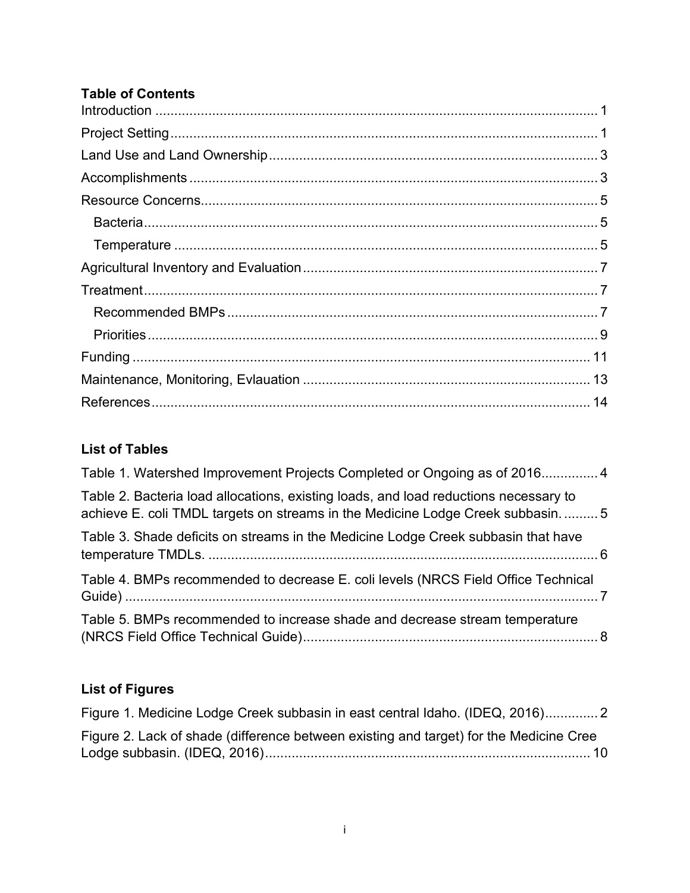## Table of Contents

Introduction ..................................................................................................................... 1

Project Setting ................................................................................................................. 1

Land Use and Land Ownership ....................................................................................... 3

Accomplishments ............................................................................................................ 3

Resource Concerns ......................................................................................................... 5

- Bacteria ........................................................................................................................ 5
- Temperature ................................................................................................................. 5

Agricultural Inventory and Evaluation .............................................................................. 7

Treatment ........................................................................................................................ 7

- Recommended BMPs ................................................................................................... 7
- Priorities ........................................................................................................................ 9

Funding ......................................................................................................................... 11

Maintenance, Monitoring, Evlauation ............................................................................ 13

References .................................................................................................................... 14

## List of Tables

Table 1. Watershed Improvement Projects Completed or Ongoing as of 2016 ............... 4

Table 2. Bacteria load allocations, existing loads, and load reductions necessary to achieve E. coli TMDL targets on streams in the Medicine Lodge Creek subbasin. .......... 5

Table 3. Shade deficits on streams in the Medicine Lodge Creek subbasin that have temperature TMDLs. ........................................................................................................ 6

Table 4. BMPs recommended to decrease E. coli levels (NRCS Field Office Technical Guide) .............................................................................................................................. 7

Table 5. BMPs recommended to increase shade and decrease stream temperature (NRCS Field Office Technical Guide) .............................................................................. 8

## List of Figures

Figure 1. Medicine Lodge Creek subbasin in east central Idaho. (IDEQ, 2016) .............. 2

Figure 2. Lack of shade (difference between existing and target) for the Medicine Cree Lodge subbasin. (IDEQ, 2016) ...................................................................................... 10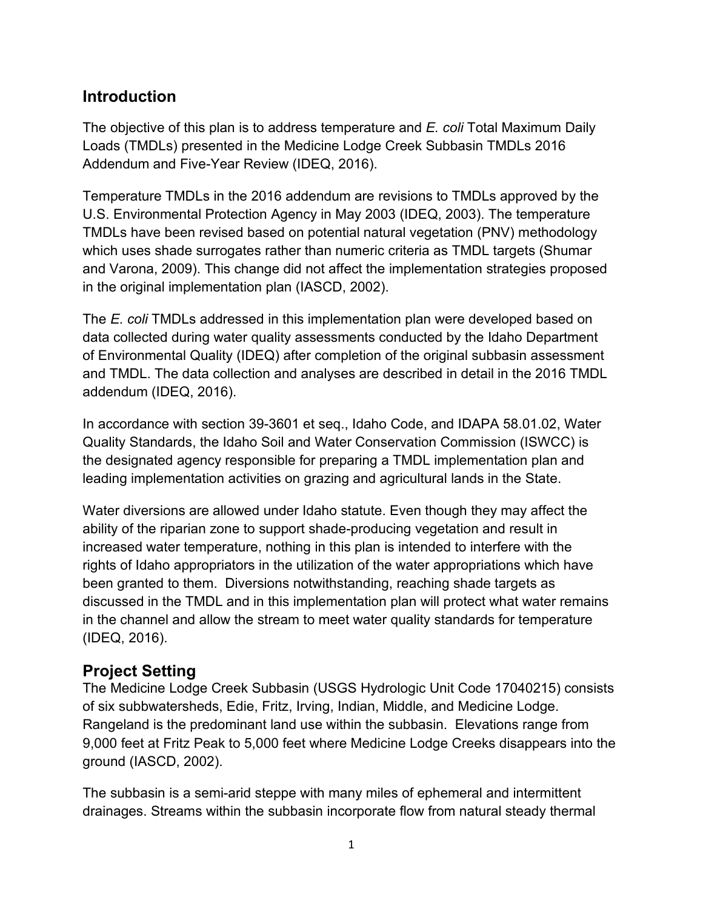## Introduction

The objective of this plan is to address temperature and *E. coli* Total Maximum Daily Loads (TMDLs) presented in the Medicine Lodge Creek Subbasin TMDLs 2016 Addendum and Five-Year Review (IDEQ, 2016).

Temperature TMDLs in the 2016 addendum are revisions to TMDLs approved by the U.S. Environmental Protection Agency in May 2003 (IDEQ, 2003). The temperature TMDLs have been revised based on potential natural vegetation (PNV) methodology which uses shade surrogates rather than numeric criteria as TMDL targets (Shumar and Varona, 2009). This change did not affect the implementation strategies proposed in the original implementation plan (IASCD, 2002).

The *E. coli* TMDLs addressed in this implementation plan were developed based on data collected during water quality assessments conducted by the Idaho Department of Environmental Quality (IDEQ) after completion of the original subbasin assessment and TMDL. The data collection and analyses are described in detail in the 2016 TMDL addendum (IDEQ, 2016).

In accordance with section 39-3601 et seq., Idaho Code, and IDAPA 58.01.02, Water Quality Standards, the Idaho Soil and Water Conservation Commission (ISWCC) is the designated agency responsible for preparing a TMDL implementation plan and leading implementation activities on grazing and agricultural lands in the State.

Water diversions are allowed under Idaho statute. Even though they may affect the ability of the riparian zone to support shade-producing vegetation and result in increased water temperature, nothing in this plan is intended to interfere with the rights of Idaho appropriators in the utilization of the water appropriations which have been granted to them. Diversions notwithstanding, reaching shade targets as discussed in the TMDL and in this implementation plan will protect what water remains in the channel and allow the stream to meet water quality standards for temperature (IDEQ, 2016).

## Project Setting

The Medicine Lodge Creek Subbasin (USGS Hydrologic Unit Code 17040215) consists of six subbwatersheds, Edie, Fritz, Irving, Indian, Middle, and Medicine Lodge. Rangeland is the predominant land use within the subbasin. Elevations range from 9,000 feet at Fritz Peak to 5,000 feet where Medicine Lodge Creeks disappears into the ground (IASCD, 2002).

The subbasin is a semi-arid steppe with many miles of ephemeral and intermittent drainages. Streams within the subbasin incorporate flow from natural steady thermal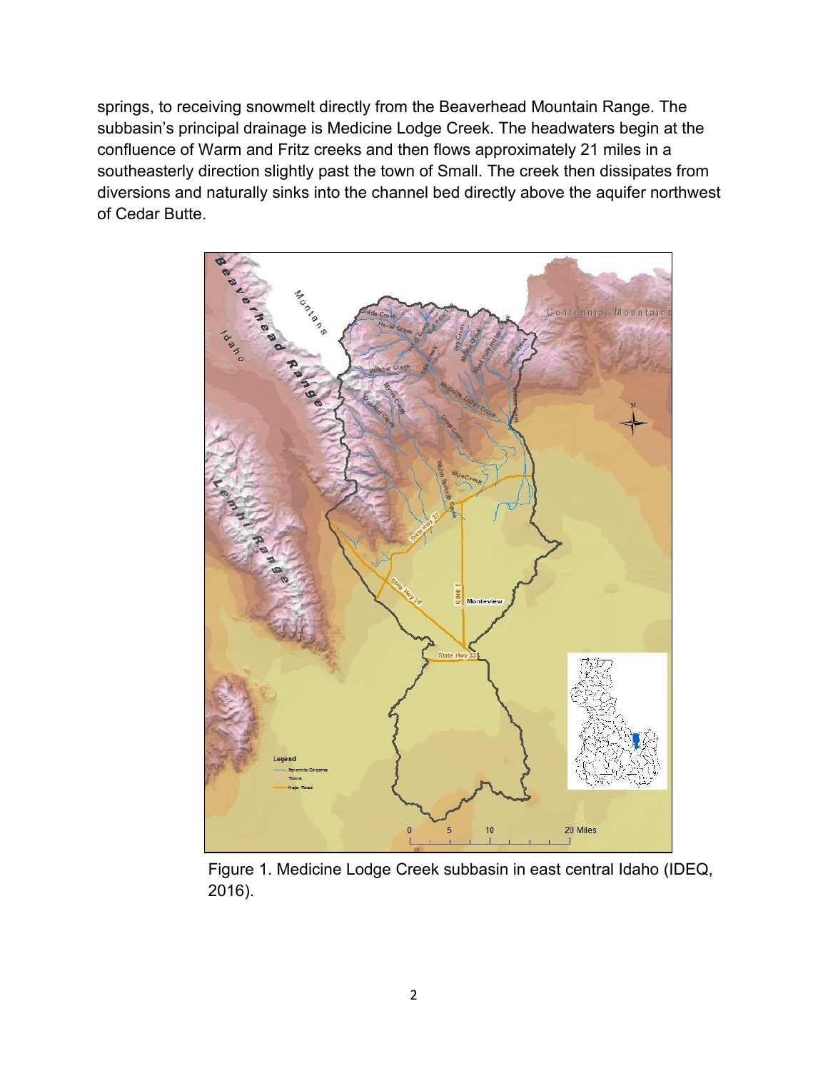springs, to receiving snowmelt directly from the Beaverhead Mountain Range. The subbasin's principal drainage is Medicine Lodge Creek. The headwaters begin at the confluence of Warm and Fritz creeks and then flows approximately 21 miles in a southeasterly direction slightly past the town of Small. The creek then dissipates from diversions and naturally sinks into the channel bed directly above the aquifer northwest of Cedar Butte.

Figure 1. Medicine Lodge Creek subbasin in east central Idaho (IDEQ, 2016).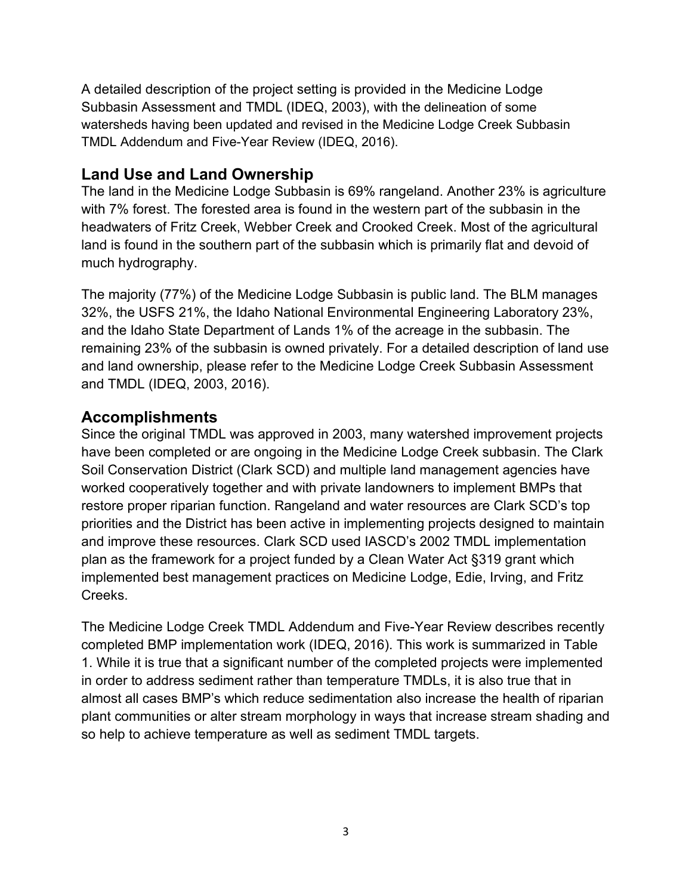A detailed description of the project setting is provided in the Medicine Lodge Subbasin Assessment and TMDL (IDEQ, 2003), with the delineation of some watersheds having been updated and revised in the Medicine Lodge Creek Subbasin TMDL Addendum and Five-Year Review (IDEQ, 2016).

## Land Use and Land Ownership

The land in the Medicine Lodge Subbasin is 69% rangeland. Another 23% is agriculture with 7% forest. The forested area is found in the western part of the subbasin in the headwaters of Fritz Creek, Webber Creek and Crooked Creek. Most of the agricultural land is found in the southern part of the subbasin which is primarily flat and devoid of much hydrography.

The majority (77%) of the Medicine Lodge Subbasin is public land. The BLM manages 32%, the USFS 21%, the Idaho National Environmental Engineering Laboratory 23%, and the Idaho State Department of Lands 1% of the acreage in the subbasin. The remaining 23% of the subbasin is owned privately. For a detailed description of land use and land ownership, please refer to the Medicine Lodge Creek Subbasin Assessment and TMDL (IDEQ, 2003, 2016).

## Accomplishments

Since the original TMDL was approved in 2003, many watershed improvement projects have been completed or are ongoing in the Medicine Lodge Creek subbasin. The Clark Soil Conservation District (Clark SCD) and multiple land management agencies have worked cooperatively together and with private landowners to implement BMPs that restore proper riparian function. Rangeland and water resources are Clark SCD's top priorities and the District has been active in implementing projects designed to maintain and improve these resources. Clark SCD used IASCD's 2002 TMDL implementation plan as the framework for a project funded by a Clean Water Act §319 grant which implemented best management practices on Medicine Lodge, Edie, Irving, and Fritz Creeks.

The Medicine Lodge Creek TMDL Addendum and Five-Year Review describes recently completed BMP implementation work (IDEQ, 2016). This work is summarized in Table 1. While it is true that a significant number of the completed projects were implemented in order to address sediment rather than temperature TMDLs, it is also true that in almost all cases BMP's which reduce sedimentation also increase the health of riparian plant communities or alter stream morphology in ways that increase stream shading and so help to achieve temperature as well as sediment TMDL targets.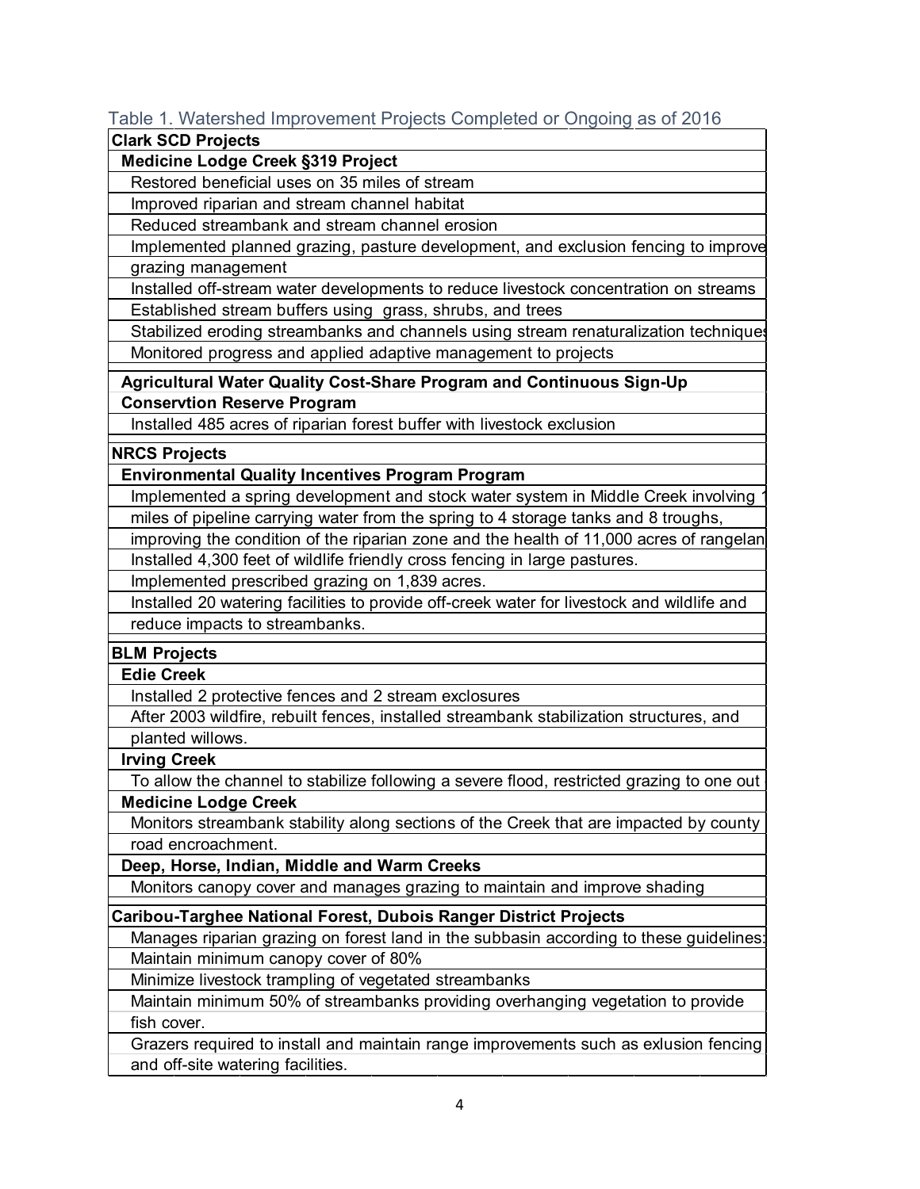Table 1. Watershed Improvement Projects Completed or Ongoing as of 2016

| **Clark SCD Projects** |
|---|
| **Medicine Lodge Creek §319 Project** |
| Restored beneficial uses on 35 miles of stream |
| Improved riparian and stream channel habitat |
| Reduced streambank and stream channel erosion |
| Implemented planned grazing, pasture development, and exclusion fencing to improve grazing management |
| Installed off-stream water developments to reduce livestock concentration on streams |
| Established stream buffers using grass, shrubs, and trees |
| Stabilized eroding streambanks and channels using stream renaturalization techniques |
| Monitored progress and applied adaptive management to projects |
| **Agricultural Water Quality Cost-Share Program and Continuous Sign-Up Conservtion Reserve Program** |
| Installed 485 acres of riparian forest buffer with livestock exclusion |
| **NRCS Projects** |
| **Environmental Quality Incentives Program Program** |
| Implemented a spring development and stock water system in Middle Creek involving 1 miles of pipeline carrying water from the spring to 4 storage tanks and 8 troughs, improving the condition of the riparian zone and the health of 11,000 acres of rangelan |
| Installed 4,300 feet of wildlife friendly cross fencing in large pastures. |
| Implemented prescribed grazing on 1,839 acres. |
| Installed 20 watering facilities to provide off-creek water for livestock and wildlife and reduce impacts to streambanks. |
| **BLM Projects** |
| **Edie Creek** |
| Installed 2 protective fences and 2 stream exclosures |
| After 2003 wildfire, rebuilt fences, installed streambank stabilization structures, and planted willows. |
| **Irving Creek** |
| To allow the channel to stabilize following a severe flood, restricted grazing to one out |
| **Medicine Lodge Creek** |
| Monitors streambank stability along sections of the Creek that are impacted by county road encroachment. |
| **Deep, Horse, Indian, Middle and Warm Creeks** |
| Monitors canopy cover and manages grazing to maintain and improve shading |
| **Caribou-Targhee National Forest, Dubois Ranger District Projects** |
| Manages riparian grazing on forest land in the subbasin according to these guidelines: |
| Maintain minimum canopy cover of 80% |
| Minimize livestock trampling of vegetated streambanks |
| Maintain minimum 50% of streambanks providing overhanging vegetation to provide fish cover. |
| Grazers required to install and maintain range improvements such as exlusion fencing and off-site watering facilities. |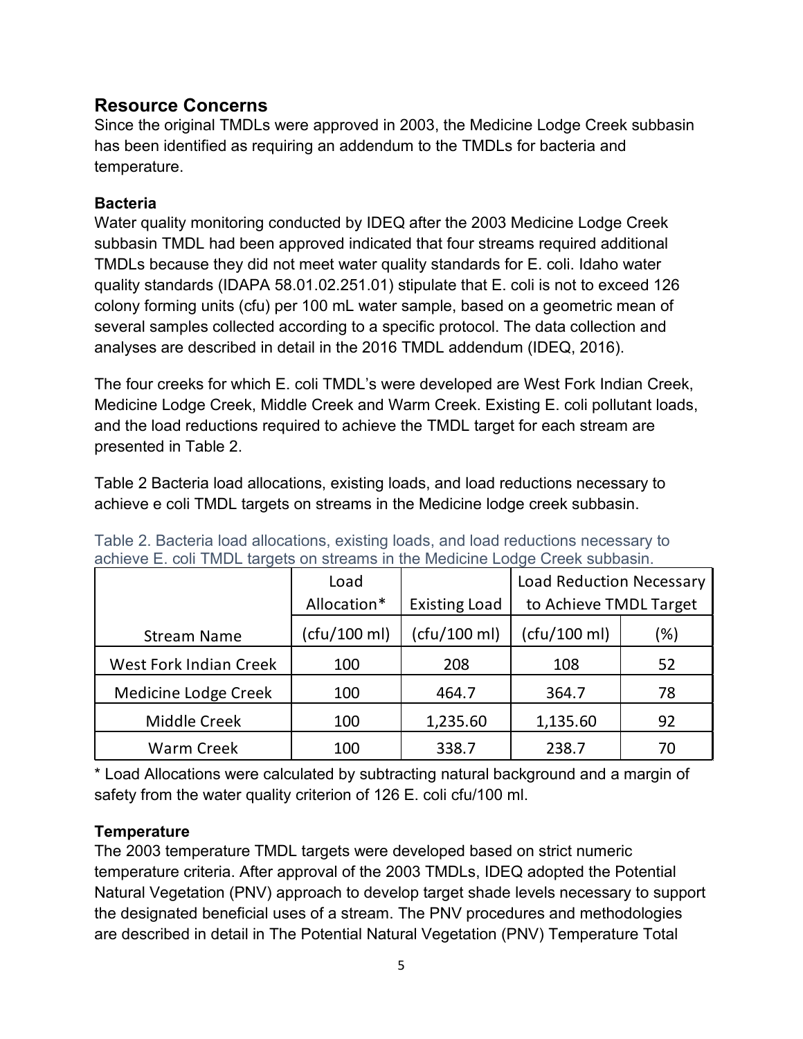## Resource Concerns

Since the original TMDLs were approved in 2003, the Medicine Lodge Creek subbasin has been identified as requiring an addendum to the TMDLs for bacteria and temperature.

### Bacteria

Water quality monitoring conducted by IDEQ after the 2003 Medicine Lodge Creek subbasin TMDL had been approved indicated that four streams required additional TMDLs because they did not meet water quality standards for E. coli. Idaho water quality standards (IDAPA 58.01.02.251.01) stipulate that E. coli is not to exceed 126 colony forming units (cfu) per 100 mL water sample, based on a geometric mean of several samples collected according to a specific protocol. The data collection and analyses are described in detail in the 2016 TMDL addendum (IDEQ, 2016).

The four creeks for which E. coli TMDL's were developed are West Fork Indian Creek, Medicine Lodge Creek, Middle Creek and Warm Creek. Existing E. coli pollutant loads, and the load reductions required to achieve the TMDL target for each stream are presented in Table 2.

Table 2 Bacteria load allocations, existing loads, and load reductions necessary to achieve e coli TMDL targets on streams in the Medicine lodge creek subbasin.

Table 2. Bacteria load allocations, existing loads, and load reductions necessary to achieve E. coli TMDL targets on streams in the Medicine Lodge Creek subbasin.

| | Load Allocation* | Existing Load | Load Reduction Necessary to Achieve TMDL Target | |
|---|---|---|---|---|
| Stream Name | (cfu/100 ml) | (cfu/100 ml) | (cfu/100 ml) | (%) |
| West Fork Indian Creek | 100 | 208 | 108 | 52 |
| Medicine Lodge Creek | 100 | 464.7 | 364.7 | 78 |
| Middle Creek | 100 | 1,235.60 | 1,135.60 | 92 |
| Warm Creek | 100 | 338.7 | 238.7 | 70 |

* Load Allocations were calculated by subtracting natural background and a margin of safety from the water quality criterion of 126 E. coli cfu/100 ml.

### Temperature

The 2003 temperature TMDL targets were developed based on strict numeric temperature criteria. After approval of the 2003 TMDLs, IDEQ adopted the Potential Natural Vegetation (PNV) approach to develop target shade levels necessary to support the designated beneficial uses of a stream. The PNV procedures and methodologies are described in detail in The Potential Natural Vegetation (PNV) Temperature Total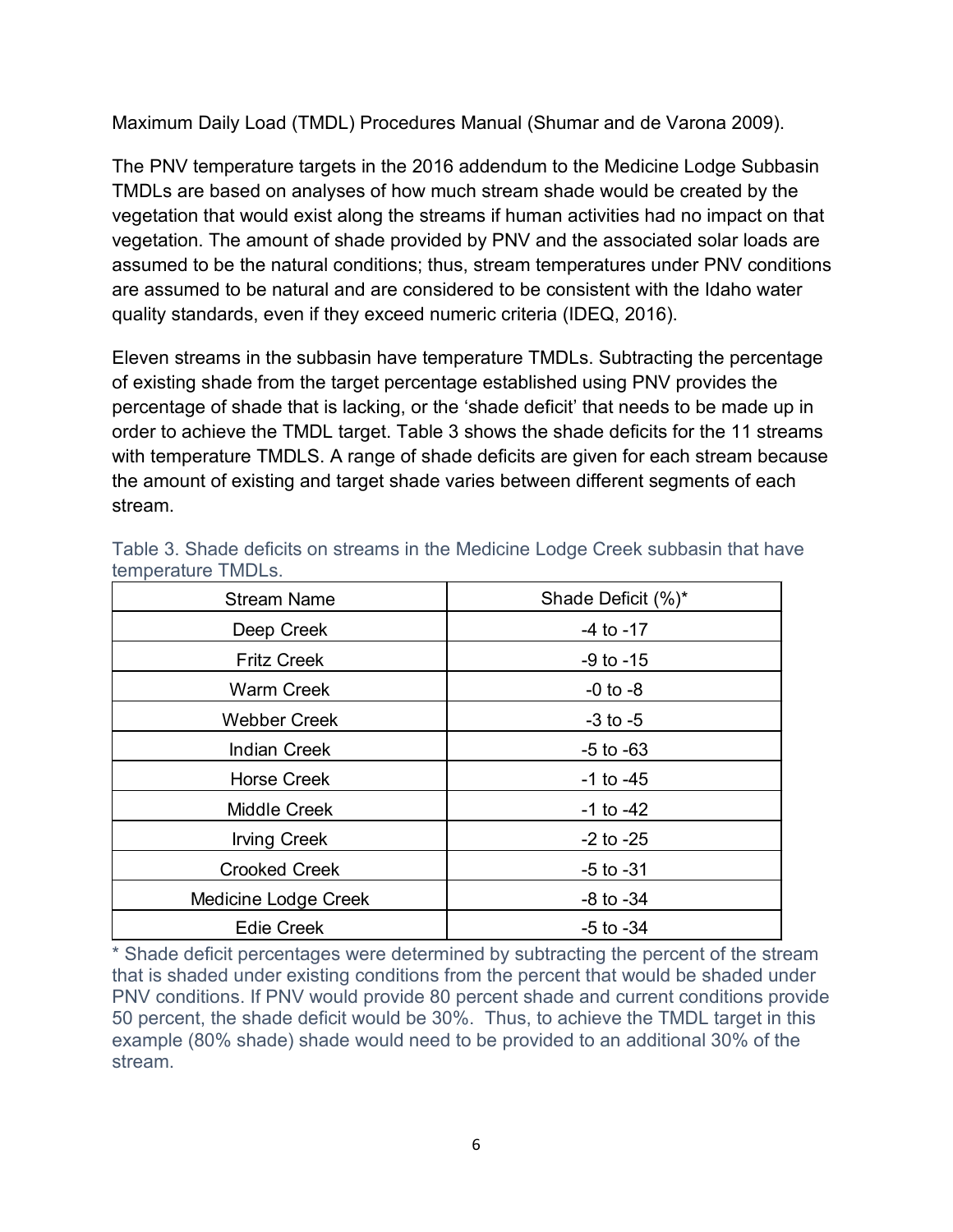Maximum Daily Load (TMDL) Procedures Manual (Shumar and de Varona 2009).

The PNV temperature targets in the 2016 addendum to the Medicine Lodge Subbasin TMDLs are based on analyses of how much stream shade would be created by the vegetation that would exist along the streams if human activities had no impact on that vegetation. The amount of shade provided by PNV and the associated solar loads are assumed to be the natural conditions; thus, stream temperatures under PNV conditions are assumed to be natural and are considered to be consistent with the Idaho water quality standards, even if they exceed numeric criteria (IDEQ, 2016).

Eleven streams in the subbasin have temperature TMDLs. Subtracting the percentage of existing shade from the target percentage established using PNV provides the percentage of shade that is lacking, or the 'shade deficit' that needs to be made up in order to achieve the TMDL target. Table 3 shows the shade deficits for the 11 streams with temperature TMDLS. A range of shade deficits are given for each stream because the amount of existing and target shade varies between different segments of each stream.

Table 3. Shade deficits on streams in the Medicine Lodge Creek subbasin that have temperature TMDLs.

| Stream Name | Shade Deficit (%)* |
|---|---|
| Deep Creek | -4 to -17 |
| Fritz Creek | -9 to -15 |
| Warm Creek | -0 to -8 |
| Webber Creek | -3 to -5 |
| Indian Creek | -5 to -63 |
| Horse Creek | -1 to -45 |
| Middle Creek | -1 to -42 |
| Irving Creek | -2 to -25 |
| Crooked Creek | -5 to -31 |
| Medicine Lodge Creek | -8 to -34 |
| Edie Creek | -5 to -34 |

* Shade deficit percentages were determined by subtracting the percent of the stream that is shaded under existing conditions from the percent that would be shaded under PNV conditions. If PNV would provide 80 percent shade and current conditions provide 50 percent, the shade deficit would be 30%. Thus, to achieve the TMDL target in this example (80% shade) shade would need to be provided to an additional 30% of the stream.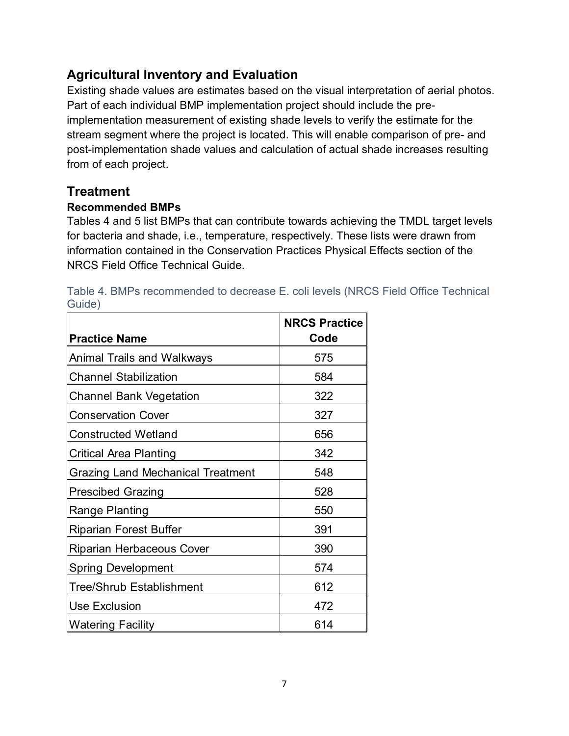## Agricultural Inventory and Evaluation

Existing shade values are estimates based on the visual interpretation of aerial photos. Part of each individual BMP implementation project should include the pre-implementation measurement of existing shade levels to verify the estimate for the stream segment where the project is located. This will enable comparison of pre- and post-implementation shade values and calculation of actual shade increases resulting from of each project.

## Treatment

### Recommended BMPs

Tables 4 and 5 list BMPs that can contribute towards achieving the TMDL target levels for bacteria and shade, i.e., temperature, respectively. These lists were drawn from information contained in the Conservation Practices Physical Effects section of the NRCS Field Office Technical Guide.

Table 4. BMPs recommended to decrease E. coli levels (NRCS Field Office Technical Guide)

| Practice Name | NRCS Practice Code |
|---|---|
| Animal Trails and Walkways | 575 |
| Channel Stabilization | 584 |
| Channel Bank Vegetation | 322 |
| Conservation Cover | 327 |
| Constructed Wetland | 656 |
| Critical Area Planting | 342 |
| Grazing Land Mechanical Treatment | 548 |
| Prescibed Grazing | 528 |
| Range Planting | 550 |
| Riparian Forest Buffer | 391 |
| Riparian Herbaceous Cover | 390 |
| Spring Development | 574 |
| Tree/Shrub Establishment | 612 |
| Use Exclusion | 472 |
| Watering Facility | 614 |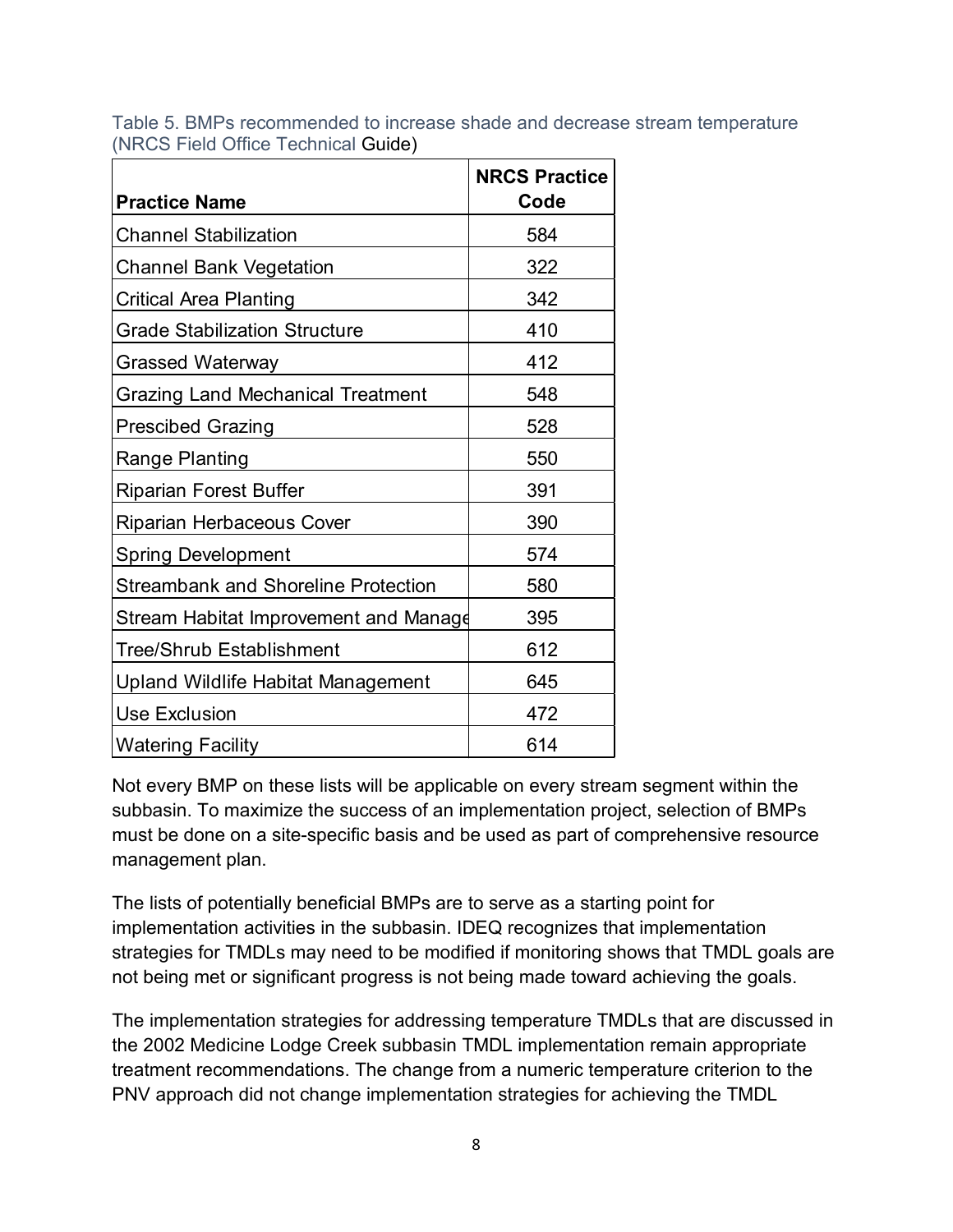Table 5. BMPs recommended to increase shade and decrease stream temperature (NRCS Field Office Technical Guide)

| Practice Name | NRCS Practice Code |
| --- | --- |
| Channel Stabilization | 584 |
| Channel Bank Vegetation | 322 |
| Critical Area Planting | 342 |
| Grade Stabilization Structure | 410 |
| Grassed Waterway | 412 |
| Grazing Land Mechanical Treatment | 548 |
| Prescibed Grazing | 528 |
| Range Planting | 550 |
| Riparian Forest Buffer | 391 |
| Riparian Herbaceous Cover | 390 |
| Spring Development | 574 |
| Streambank and Shoreline Protection | 580 |
| Stream Habitat Improvement and Manage | 395 |
| Tree/Shrub Establishment | 612 |
| Upland Wildlife Habitat Management | 645 |
| Use Exclusion | 472 |
| Watering Facility | 614 |

Not every BMP on these lists will be applicable on every stream segment within the subbasin. To maximize the success of an implementation project, selection of BMPs must be done on a site-specific basis and be used as part of comprehensive resource management plan.

The lists of potentially beneficial BMPs are to serve as a starting point for implementation activities in the subbasin. IDEQ recognizes that implementation strategies for TMDLs may need to be modified if monitoring shows that TMDL goals are not being met or significant progress is not being made toward achieving the goals.

The implementation strategies for addressing temperature TMDLs that are discussed in the 2002 Medicine Lodge Creek subbasin TMDL implementation remain appropriate treatment recommendations. The change from a numeric temperature criterion to the PNV approach did not change implementation strategies for achieving the TMDL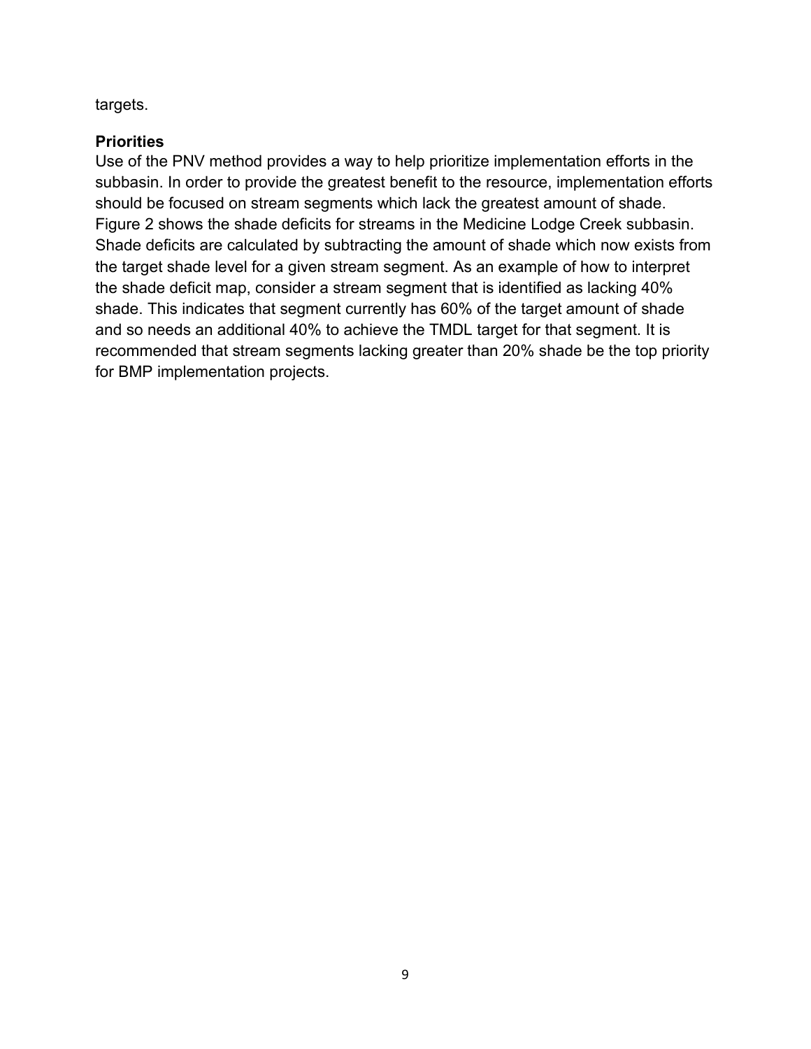targets.

### Priorities

Use of the PNV method provides a way to help prioritize implementation efforts in the subbasin. In order to provide the greatest benefit to the resource, implementation efforts should be focused on stream segments which lack the greatest amount of shade. Figure 2 shows the shade deficits for streams in the Medicine Lodge Creek subbasin. Shade deficits are calculated by subtracting the amount of shade which now exists from the target shade level for a given stream segment. As an example of how to interpret the shade deficit map, consider a stream segment that is identified as lacking 40% shade. This indicates that segment currently has 60% of the target amount of shade and so needs an additional 40% to achieve the TMDL target for that segment. It is recommended that stream segments lacking greater than 20% shade be the top priority for BMP implementation projects.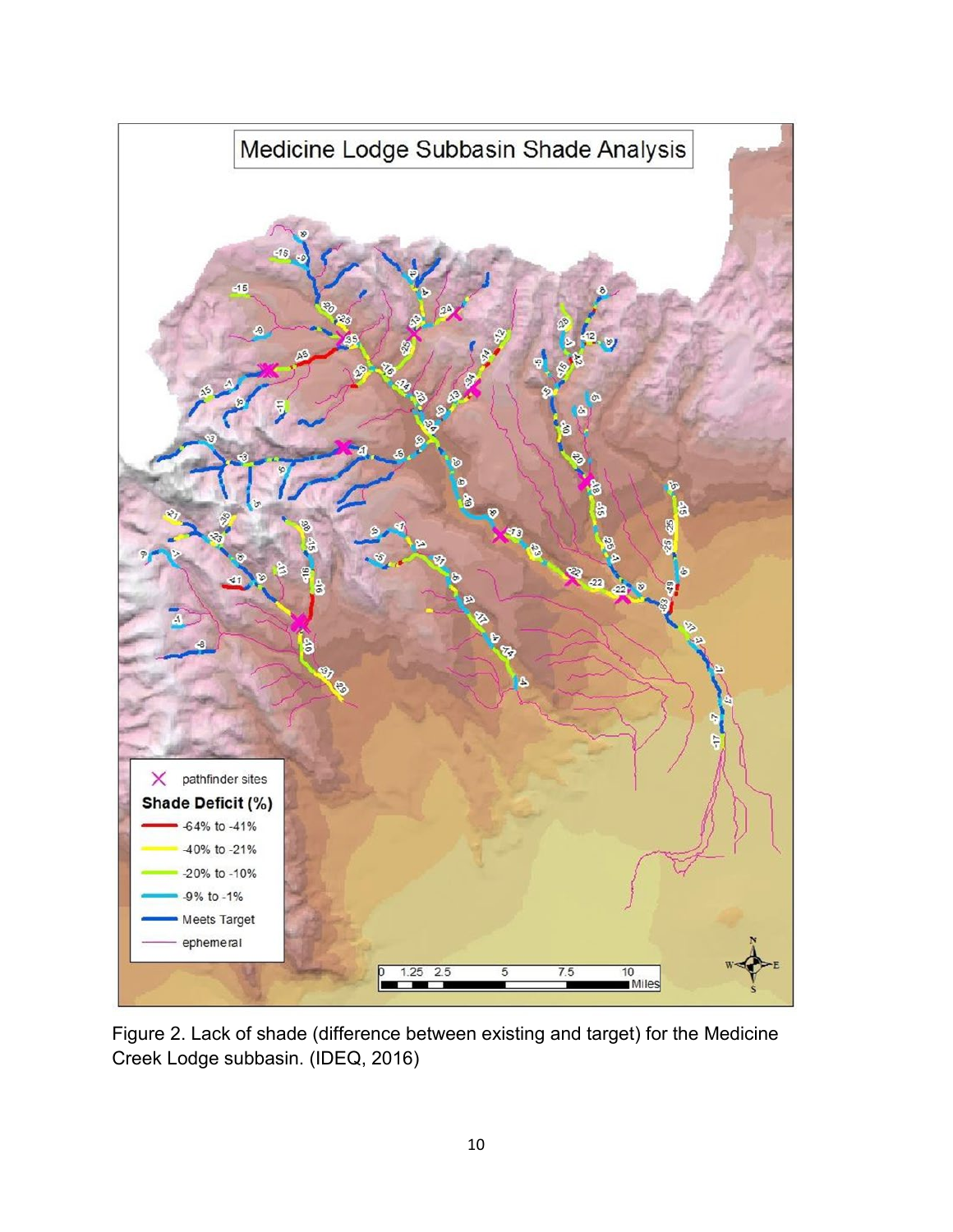Figure 2. Lack of shade (difference between existing and target) for the Medicine Creek Lodge subbasin. (IDEQ, 2016)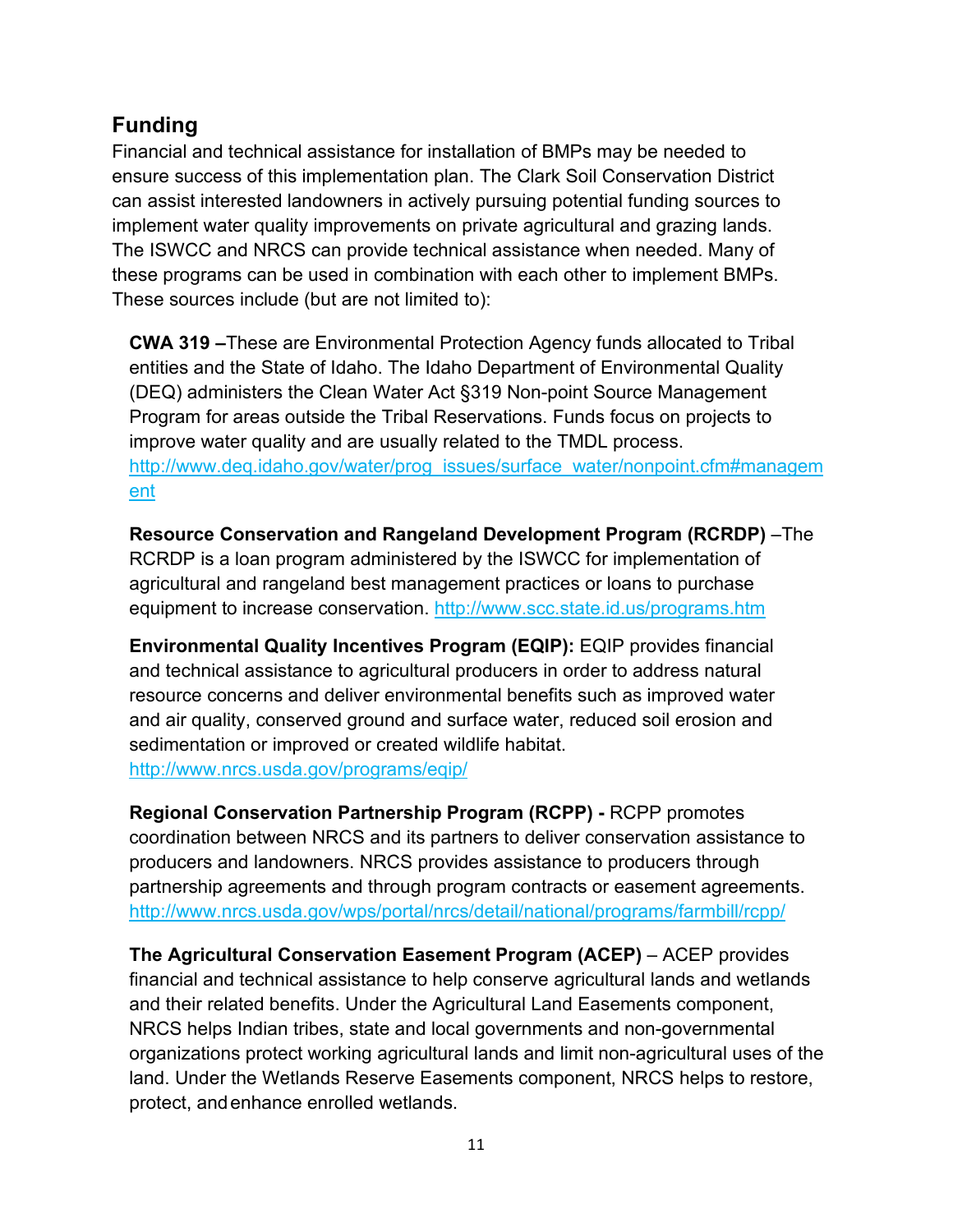## Funding

Financial and technical assistance for installation of BMPs may be needed to ensure success of this implementation plan. The Clark Soil Conservation District can assist interested landowners in actively pursuing potential funding sources to implement water quality improvements on private agricultural and grazing lands. The ISWCC and NRCS can provide technical assistance when needed. Many of these programs can be used in combination with each other to implement BMPs. These sources include (but are not limited to):

**CWA 319 –**These are Environmental Protection Agency funds allocated to Tribal entities and the State of Idaho. The Idaho Department of Environmental Quality (DEQ) administers the Clean Water Act §319 Non-point Source Management Program for areas outside the Tribal Reservations. Funds focus on projects to improve water quality and are usually related to the TMDL process. http://www.deq.idaho.gov/water/prog_issues/surface_water/nonpoint.cfm#management

**Resource Conservation and Rangeland Development Program (RCRDP)** –The RCRDP is a loan program administered by the ISWCC for implementation of agricultural and rangeland best management practices or loans to purchase equipment to increase conservation. http://www.scc.state.id.us/programs.htm

**Environmental Quality Incentives Program (EQIP):** EQIP provides financial and technical assistance to agricultural producers in order to address natural resource concerns and deliver environmental benefits such as improved water and air quality, conserved ground and surface water, reduced soil erosion and sedimentation or improved or created wildlife habitat. http://www.nrcs.usda.gov/programs/eqip/

**Regional Conservation Partnership Program (RCPP) -** RCPP promotes coordination between NRCS and its partners to deliver conservation assistance to producers and landowners. NRCS provides assistance to producers through partnership agreements and through program contracts or easement agreements. http://www.nrcs.usda.gov/wps/portal/nrcs/detail/national/programs/farmbill/rcpp/

**The Agricultural Conservation Easement Program (ACEP)** – ACEP provides financial and technical assistance to help conserve agricultural lands and wetlands and their related benefits. Under the Agricultural Land Easements component, NRCS helps Indian tribes, state and local governments and non-governmental organizations protect working agricultural lands and limit non-agricultural uses of the land. Under the Wetlands Reserve Easements component, NRCS helps to restore, protect, and enhance enrolled wetlands.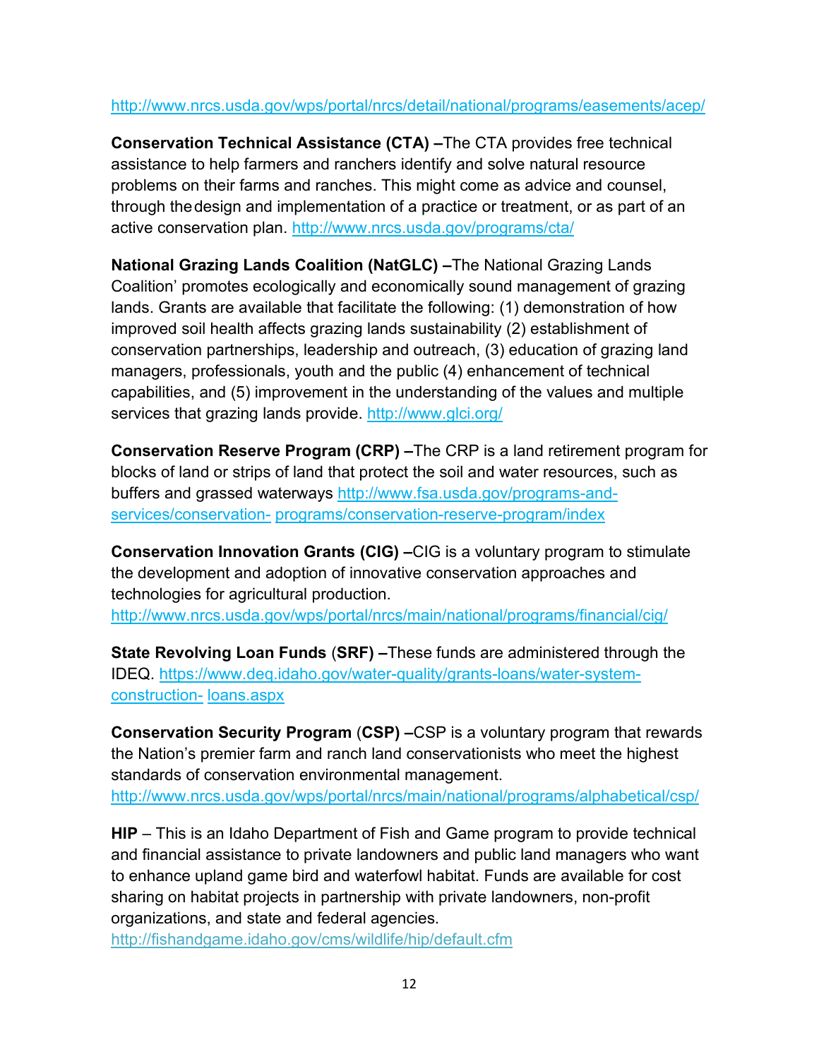http://www.nrcs.usda.gov/wps/portal/nrcs/detail/national/programs/easements/acep/

**Conservation Technical Assistance (CTA) –**The CTA provides free technical assistance to help farmers and ranchers identify and solve natural resource problems on their farms and ranches. This might come as advice and counsel, through the design and implementation of a practice or treatment, or as part of an active conservation plan. http://www.nrcs.usda.gov/programs/cta/

**National Grazing Lands Coalition (NatGLC) –**The National Grazing Lands Coalition' promotes ecologically and economically sound management of grazing lands. Grants are available that facilitate the following: (1) demonstration of how improved soil health affects grazing lands sustainability (2) establishment of conservation partnerships, leadership and outreach, (3) education of grazing land managers, professionals, youth and the public (4) enhancement of technical capabilities, and (5) improvement in the understanding of the values and multiple services that grazing lands provide. http://www.glci.org/

**Conservation Reserve Program (CRP) –**The CRP is a land retirement program for blocks of land or strips of land that protect the soil and water resources, such as buffers and grassed waterways http://www.fsa.usda.gov/programs-and-services/conservation- programs/conservation-reserve-program/index

**Conservation Innovation Grants (CIG) –**CIG is a voluntary program to stimulate the development and adoption of innovative conservation approaches and technologies for agricultural production.
http://www.nrcs.usda.gov/wps/portal/nrcs/main/national/programs/financial/cig/

**State Revolving Loan Funds** (**SRF) –**These funds are administered through the IDEQ. https://www.deq.idaho.gov/water-quality/grants-loans/water-system-construction- loans.aspx

**Conservation Security Program** (**CSP) –**CSP is a voluntary program that rewards the Nation's premier farm and ranch land conservationists who meet the highest standards of conservation environmental management.
http://www.nrcs.usda.gov/wps/portal/nrcs/main/national/programs/alphabetical/csp/

**HIP** – This is an Idaho Department of Fish and Game program to provide technical and financial assistance to private landowners and public land managers who want to enhance upland game bird and waterfowl habitat. Funds are available for cost sharing on habitat projects in partnership with private landowners, non-profit organizations, and state and federal agencies.
http://fishandgame.idaho.gov/cms/wildlife/hip/default.cfm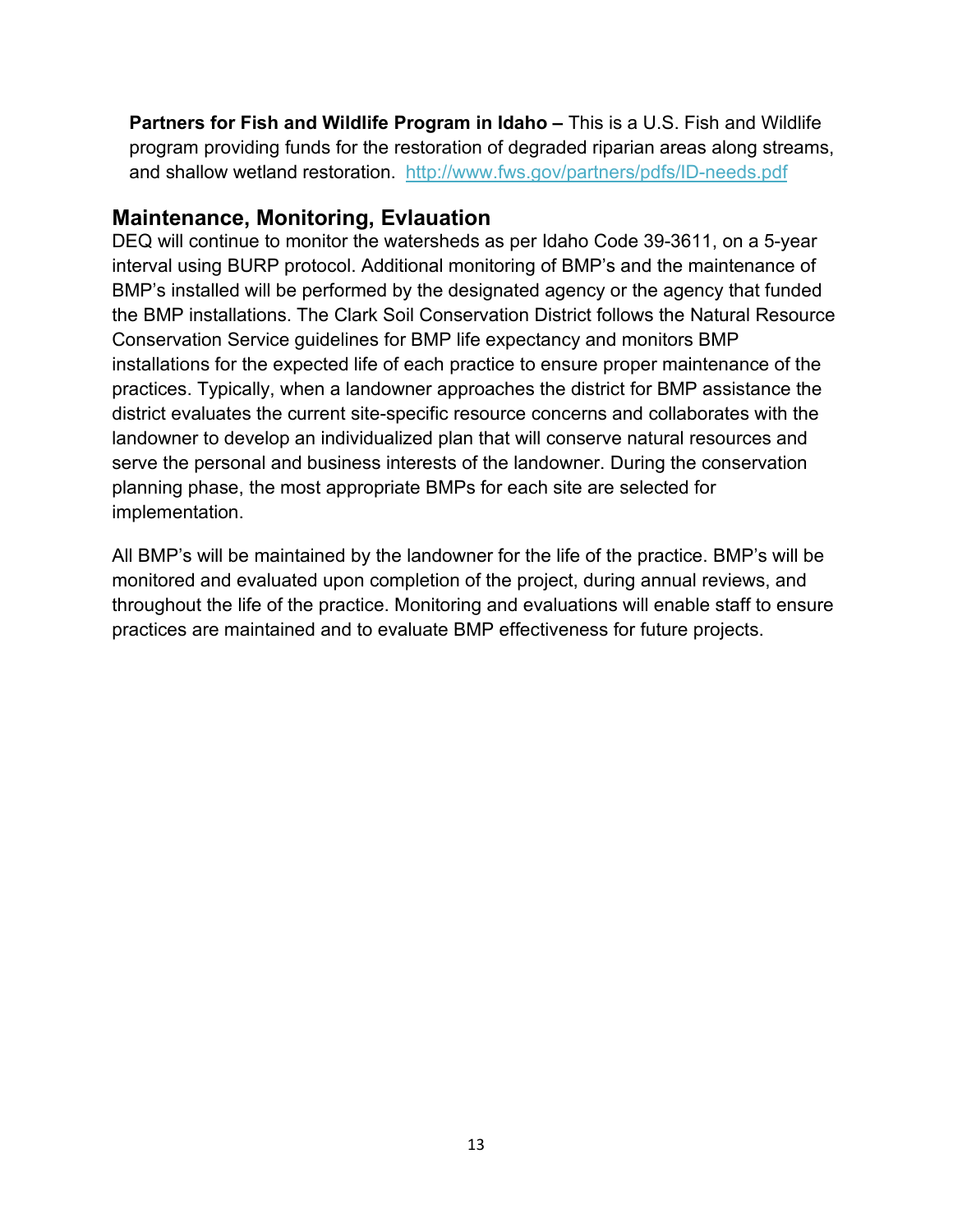**Partners for Fish and Wildlife Program in Idaho –** This is a U.S. Fish and Wildlife program providing funds for the restoration of degraded riparian areas along streams, and shallow wetland restoration. [http://www.fws.gov/partners/pdfs/ID-needs.pdf](http://www.fws.gov/partners/pdfs/ID-needs.pdf)

## Maintenance, Monitoring, Evlauation

DEQ will continue to monitor the watersheds as per Idaho Code 39-3611, on a 5-year interval using BURP protocol. Additional monitoring of BMP's and the maintenance of BMP's installed will be performed by the designated agency or the agency that funded the BMP installations. The Clark Soil Conservation District follows the Natural Resource Conservation Service guidelines for BMP life expectancy and monitors BMP installations for the expected life of each practice to ensure proper maintenance of the practices. Typically, when a landowner approaches the district for BMP assistance the district evaluates the current site-specific resource concerns and collaborates with the landowner to develop an individualized plan that will conserve natural resources and serve the personal and business interests of the landowner. During the conservation planning phase, the most appropriate BMPs for each site are selected for implementation.

All BMP's will be maintained by the landowner for the life of the practice. BMP's will be monitored and evaluated upon completion of the project, during annual reviews, and throughout the life of the practice. Monitoring and evaluations will enable staff to ensure practices are maintained and to evaluate BMP effectiveness for future projects.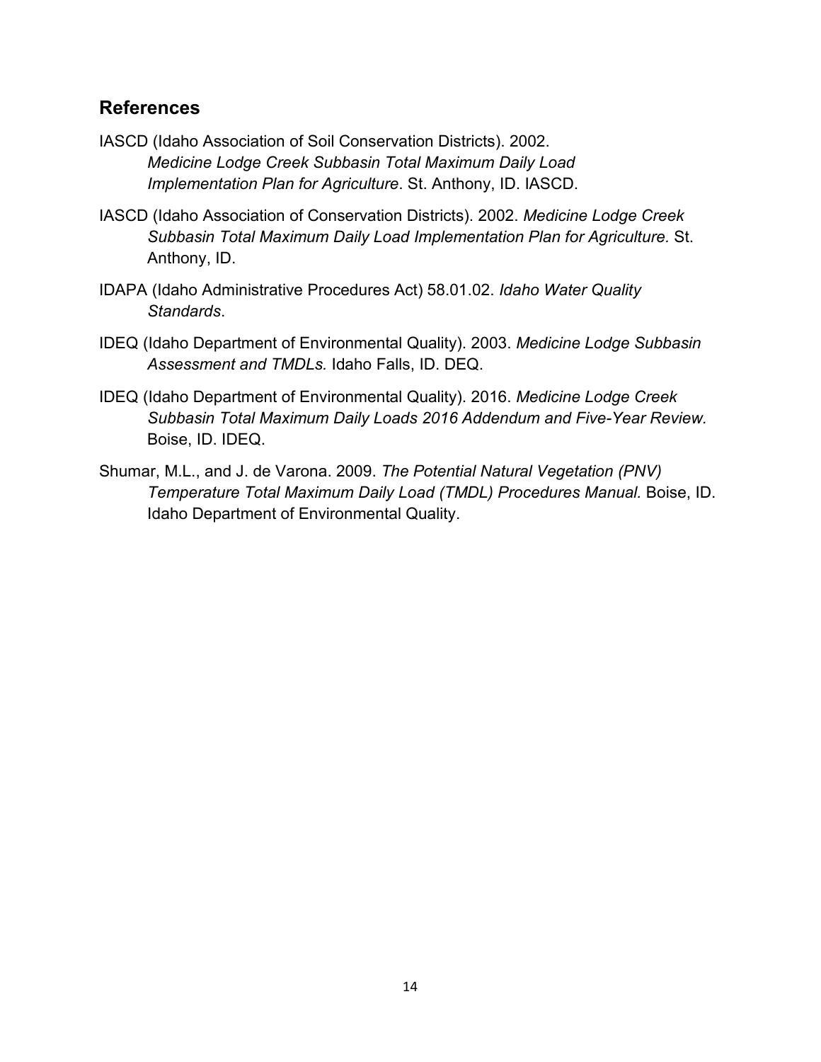## References

IASCD (Idaho Association of Soil Conservation Districts). 2002. *Medicine Lodge Creek Subbasin Total Maximum Daily Load Implementation Plan for Agriculture*. St. Anthony, ID. IASCD.

IASCD (Idaho Association of Conservation Districts). 2002. *Medicine Lodge Creek Subbasin Total Maximum Daily Load Implementation Plan for Agriculture.* St. Anthony, ID.

IDAPA (Idaho Administrative Procedures Act) 58.01.02. *Idaho Water Quality Standards*.

IDEQ (Idaho Department of Environmental Quality). 2003. *Medicine Lodge Subbasin Assessment and TMDLs.* Idaho Falls, ID. DEQ.

IDEQ (Idaho Department of Environmental Quality). 2016. *Medicine Lodge Creek Subbasin Total Maximum Daily Loads 2016 Addendum and Five-Year Review.* Boise, ID. IDEQ.

Shumar, M.L., and J. de Varona. 2009. *The Potential Natural Vegetation (PNV) Temperature Total Maximum Daily Load (TMDL) Procedures Manual*. Boise, ID. Idaho Department of Environmental Quality.